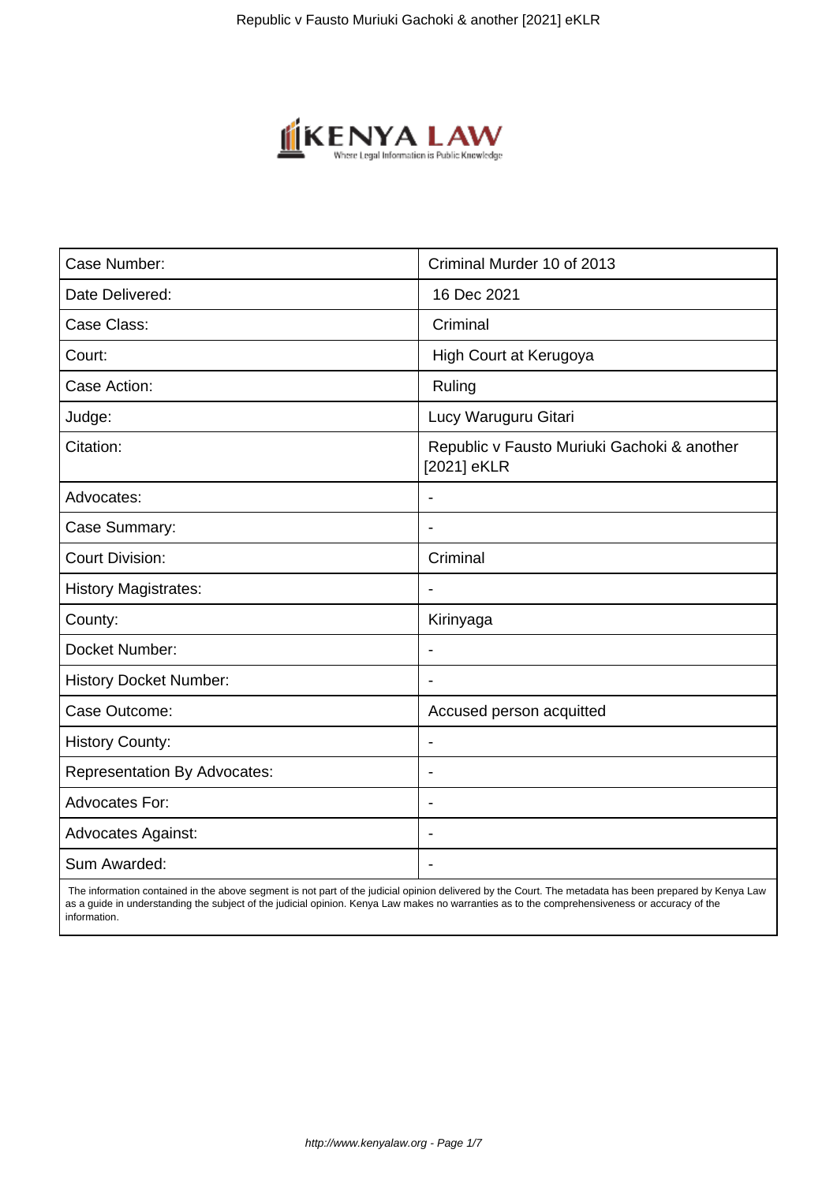| Case Number: | Criminal Murder 10 of 2013 |
|---|---|
| Date Delivered: | 16 Dec 2021 |
| Case Class: | Criminal |
| Court: | High Court at Kerugoya |
| Case Action: | Ruling |
| Judge: | Lucy Waruguru Gitari |
| Citation: | Republic v Fausto Muriuki Gachoki & another [2021] eKLR |
| Advocates: | - |
| Case Summary: | - |
| Court Division: | Criminal |
| History Magistrates: | - |
| County: | Kirinyaga |
| Docket Number: | - |
| History Docket Number: | - |
| Case Outcome: | Accused person acquitted |
| History County: | - |
| Representation By Advocates: | - |
| Advocates For: | - |
| Advocates Against: | - |
| Sum Awarded: | - |

The information contained in the above segment is not part of the judicial opinion delivered by the Court. The metadata has been prepared by Kenya Law as a guide in understanding the subject of the judicial opinion. Kenya Law makes no warranties as to the comprehensiveness or accuracy of the information.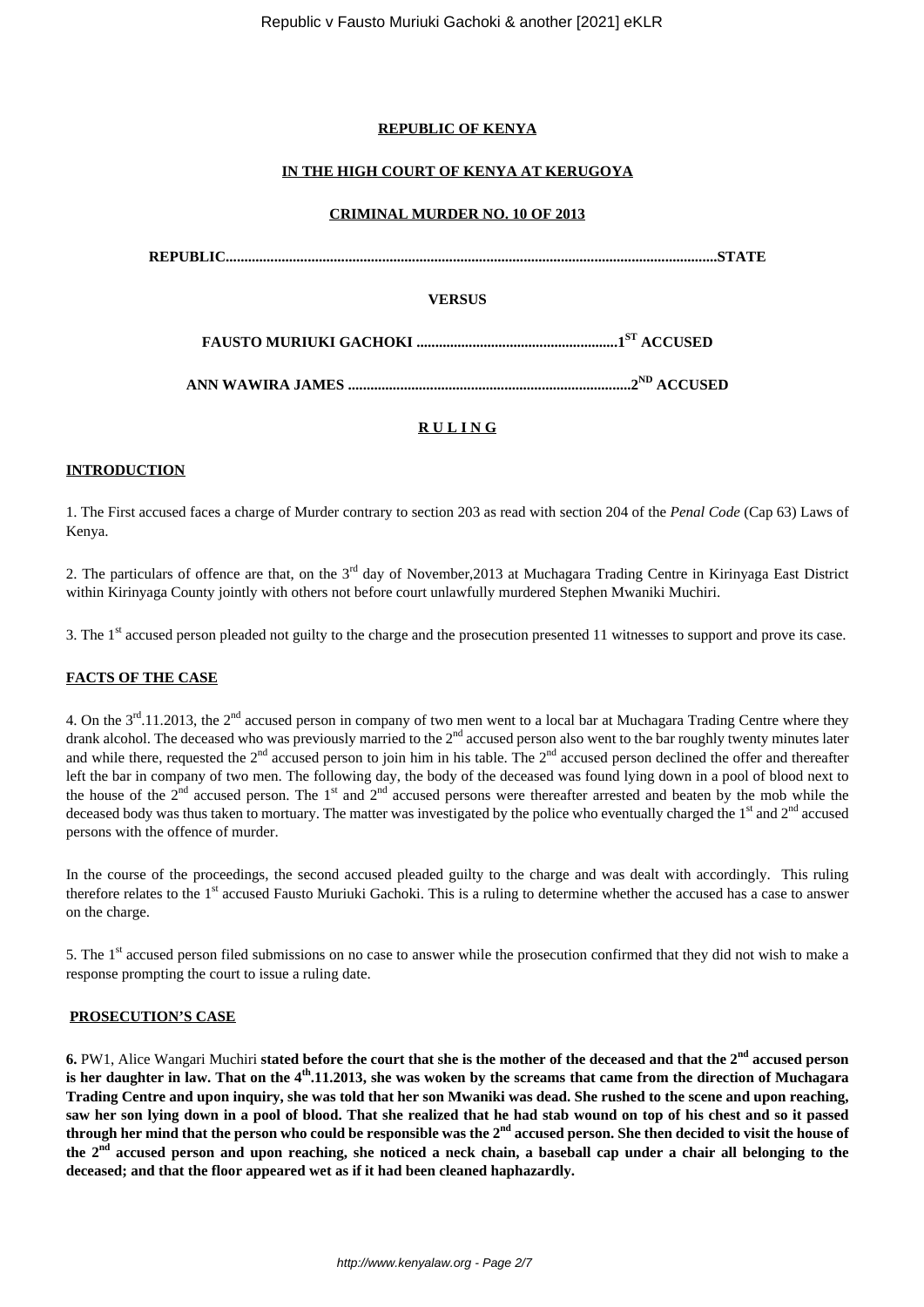**REPUBLIC OF KENYA**

**IN THE HIGH COURT OF KENYA AT KERUGOYA**

**CRIMINAL MURDER NO. 10 OF 2013**

**REPUBLIC.................................................................................................................................STATE**

**VERSUS**

**FAUSTO MURIUKI GACHOKI .....................................................1[ST] ACCUSED**

**ANN WAWIRA JAMES ...........................................................................2[ND] ACCUSED**

**R U L I N G**

**INTRODUCTION**

1. The First accused faces a charge of Murder contrary to section 203 as read with section 204 of the *Penal Code* (Cap 63) Laws of Kenya.

2. The particulars of offence are that, on the 3[rd] day of November,2013 at Muchagara Trading Centre in Kirinyaga East District within Kirinyaga County jointly with others not before court unlawfully murdered Stephen Mwaniki Muchiri.

3. The 1[st] accused person pleaded not guilty to the charge and the prosecution presented 11 witnesses to support and prove its case.

**FACTS OF THE CASE**

4. On the 3[rd].11.2013, the 2[nd] accused person in company of two men went to a local bar at Muchagara Trading Centre where they drank alcohol. The deceased who was previously married to the 2[nd] accused person also went to the bar roughly twenty minutes later and while there, requested the 2[nd] accused person to join him in his table. The 2[nd] accused person declined the offer and thereafter left the bar in company of two men. The following day, the body of the deceased was found lying down in a pool of blood next to the house of the 2[nd] accused person. The 1[st] and 2[nd] accused persons were thereafter arrested and beaten by the mob while the deceased body was thus taken to mortuary. The matter was investigated by the police who eventually charged the 1[st] and 2[nd] accused persons with the offence of murder.

In the course of the proceedings, the second accused pleaded guilty to the charge and was dealt with accordingly. This ruling therefore relates to the 1[st] accused Fausto Muriuki Gachoki. This is a ruling to determine whether the accused has a case to answer on the charge.

5. The 1[st] accused person filed submissions on no case to answer while the prosecution confirmed that they did not wish to make a response prompting the court to issue a ruling date.

**PROSECUTION'S CASE**

**6.** PW1, Alice Wangari Muchiri **stated before the court that she is the mother of the deceased and that the 2[nd] accused person is her daughter in law. That on the 4[th].11.2013, she was woken by the screams that came from the direction of Muchagara Trading Centre and upon inquiry, she was told that her son Mwaniki was dead. She rushed to the scene and upon reaching, saw her son lying down in a pool of blood. That she realized that he had stab wound on top of his chest and so it passed through her mind that the person who could be responsible was the 2[nd] accused person. She then decided to visit the house of the 2[nd] accused person and upon reaching, she noticed a neck chain, a baseball cap under a chair all belonging to the deceased; and that the floor appeared wet as if it had been cleaned haphazardly.**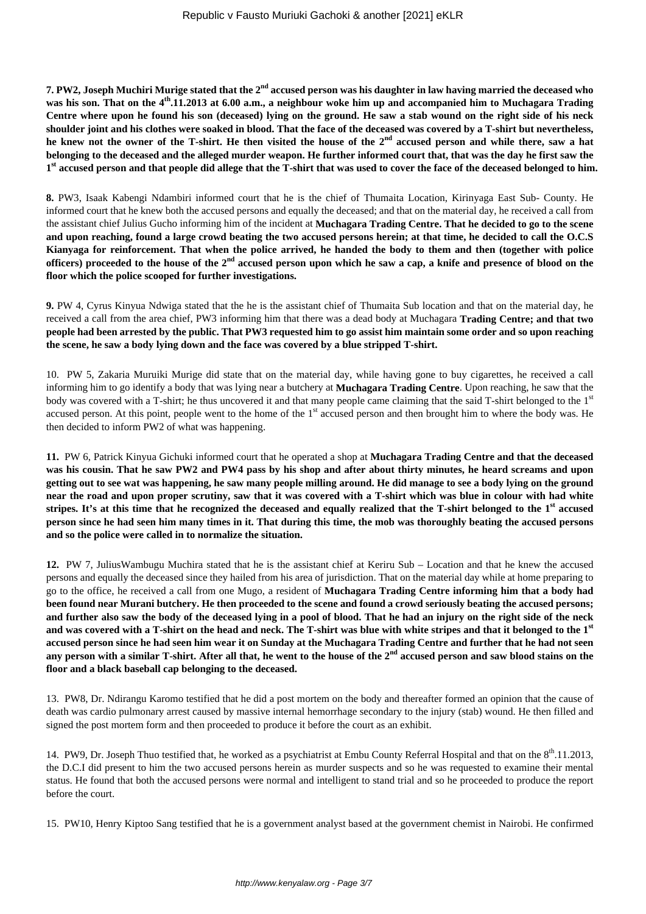**7. PW2, Joseph Muchiri Murige stated that the 2nd accused person was his daughter in law having married the deceased who was his son. That on the 4th.11.2013 at 6.00 a.m., a neighbour woke him up and accompanied him to Muchagara Trading Centre where upon he found his son (deceased) lying on the ground. He saw a stab wound on the right side of his neck shoulder joint and his clothes were soaked in blood. That the face of the deceased was covered by a T-shirt but nevertheless, he knew not the owner of the T-shirt. He then visited the house of the 2nd accused person and while there, saw a hat belonging to the deceased and the alleged murder weapon. He further informed court that, that was the day he first saw the 1st accused person and that people did allege that the T-shirt that was used to cover the face of the deceased belonged to him.**

**8.** PW3, Isaak Kabengi Ndambiri informed court that he is the chief of Thumaita Location, Kirinyaga East Sub- County. He informed court that he knew both the accused persons and equally the deceased; and that on the material day, he received a call from the assistant chief Julius Gucho informing him of the incident at **Muchagara Trading Centre. That he decided to go to the scene and upon reaching, found a large crowd beating the two accused persons herein; at that time, he decided to call the O.C.S Kianyaga for reinforcement. That when the police arrived, he handed the body to them and then (together with police officers) proceeded to the house of the 2nd accused person upon which he saw a cap, a knife and presence of blood on the floor which the police scooped for further investigations.**

**9.** PW 4, Cyrus Kinyua Ndwiga stated that the he is the assistant chief of Thumaita Sub location and that on the material day, he received a call from the area chief, PW3 informing him that there was a dead body at Muchagara **Trading Centre; and that two people had been arrested by the public. That PW3 requested him to go assist him maintain some order and so upon reaching the scene, he saw a body lying down and the face was covered by a blue stripped T-shirt.**

10. PW 5, Zakaria Muruiki Murige did state that on the material day, while having gone to buy cigarettes, he received a call informing him to go identify a body that was lying near a butchery at **Muchagara Trading Centre**. Upon reaching, he saw that the body was covered with a T-shirt; he thus uncovered it and that many people came claiming that the said T-shirt belonged to the 1st accused person. At this point, people went to the home of the 1st accused person and then brought him to where the body was. He then decided to inform PW2 of what was happening.

**11.** PW 6, Patrick Kinyua Gichuki informed court that he operated a shop at **Muchagara Trading Centre and that the deceased was his cousin. That he saw PW2 and PW4 pass by his shop and after about thirty minutes, he heard screams and upon getting out to see wat was happening, he saw many people milling around. He did manage to see a body lying on the ground near the road and upon proper scrutiny, saw that it was covered with a T-shirt which was blue in colour with had white stripes. It's at this time that he recognized the deceased and equally realized that the T-shirt belonged to the 1st accused person since he had seen him many times in it. That during this time, the mob was thoroughly beating the accused persons and so the police were called in to normalize the situation.**

**12.** PW 7, JuliusWambugu Muchira stated that he is the assistant chief at Keriru Sub – Location and that he knew the accused persons and equally the deceased since they hailed from his area of jurisdiction. That on the material day while at home preparing to go to the office, he received a call from one Mugo, a resident of **Muchagara Trading Centre informing him that a body had been found near Murani butchery. He then proceeded to the scene and found a crowd seriously beating the accused persons; and further also saw the body of the deceased lying in a pool of blood. That he had an injury on the right side of the neck and was covered with a T-shirt on the head and neck. The T-shirt was blue with white stripes and that it belonged to the 1st accused person since he had seen him wear it on Sunday at the Muchagara Trading Centre and further that he had not seen any person with a similar T-shirt. After all that, he went to the house of the 2nd accused person and saw blood stains on the floor and a black baseball cap belonging to the deceased.**

13. PW8, Dr. Ndirangu Karomo testified that he did a post mortem on the body and thereafter formed an opinion that the cause of death was cardio pulmonary arrest caused by massive internal hemorrhage secondary to the injury (stab) wound. He then filled and signed the post mortem form and then proceeded to produce it before the court as an exhibit.

14. PW9, Dr. Joseph Thuo testified that, he worked as a psychiatrist at Embu County Referral Hospital and that on the 8th.11.2013, the D.C.I did present to him the two accused persons herein as murder suspects and so he was requested to examine their mental status. He found that both the accused persons were normal and intelligent to stand trial and so he proceeded to produce the report before the court.

15. PW10, Henry Kiptoo Sang testified that he is a government analyst based at the government chemist in Nairobi. He confirmed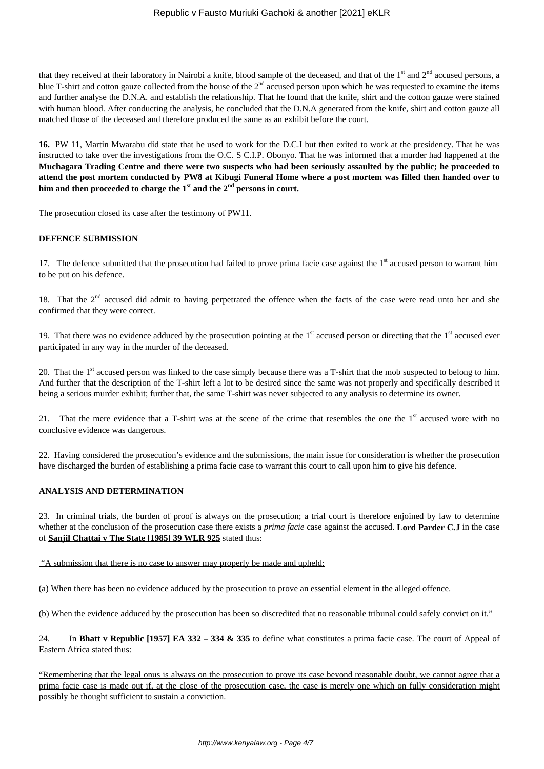that they received at their laboratory in Nairobi a knife, blood sample of the deceased, and that of the 1st and 2nd accused persons, a blue T-shirt and cotton gauze collected from the house of the 2nd accused person upon which he was requested to examine the items and further analyse the D.N.A. and establish the relationship. That he found that the knife, shirt and the cotton gauze were stained with human blood. After conducting the analysis, he concluded that the D.N.A generated from the knife, shirt and cotton gauze all matched those of the deceased and therefore produced the same as an exhibit before the court.

**16.** PW 11, Martin Mwarabu did state that he used to work for the D.C.I but then exited to work at the presidency. That he was instructed to take over the investigations from the O.C. S C.I.P. Obonyo. That he was informed that a murder had happened at the **Muchagara Trading Centre and there were two suspects who had been seriously assaulted by the public; he proceeded to attend the post mortem conducted by PW8 at Kibugi Funeral Home where a post mortem was filled then handed over to him and then proceeded to charge the 1st and the 2nd persons in court.**

The prosecution closed its case after the testimony of PW11.

## DEFENCE SUBMISSION

17. The defence submitted that the prosecution had failed to prove prima facie case against the 1st accused person to warrant him to be put on his defence.

18. That the 2nd accused did admit to having perpetrated the offence when the facts of the case were read unto her and she confirmed that they were correct.

19. That there was no evidence adduced by the prosecution pointing at the 1st accused person or directing that the 1st accused ever participated in any way in the murder of the deceased.

20. That the 1st accused person was linked to the case simply because there was a T-shirt that the mob suspected to belong to him. And further that the description of the T-shirt left a lot to be desired since the same was not properly and specifically described it being a serious murder exhibit; further that, the same T-shirt was never subjected to any analysis to determine its owner.

21. That the mere evidence that a T-shirt was at the scene of the crime that resembles the one the 1st accused wore with no conclusive evidence was dangerous.

22. Having considered the prosecution's evidence and the submissions, the main issue for consideration is whether the prosecution have discharged the burden of establishing a prima facie case to warrant this court to call upon him to give his defence.

## ANALYSIS AND DETERMINATION

23. In criminal trials, the burden of proof is always on the prosecution; a trial court is therefore enjoined by law to determine whether at the conclusion of the prosecution case there exists a *prima facie* case against the accused. **Lord Parder C.J** in the case of **Sanjil Chattai v The State [1985] 39 WLR 925** stated thus:

"A submission that there is no case to answer may properly be made and upheld:

(a) When there has been no evidence adduced by the prosecution to prove an essential element in the alleged offence.

(b) When the evidence adduced by the prosecution has been so discredited that no reasonable tribunal could safely convict on it."

24. In **Bhatt v Republic [1957] EA 332 – 334 & 335** to define what constitutes a prima facie case. The court of Appeal of Eastern Africa stated thus:

"Remembering that the legal onus is always on the prosecution to prove its case beyond reasonable doubt, we cannot agree that a prima facie case is made out if, at the close of the prosecution case, the case is merely one which on fully consideration might possibly be thought sufficient to sustain a conviction.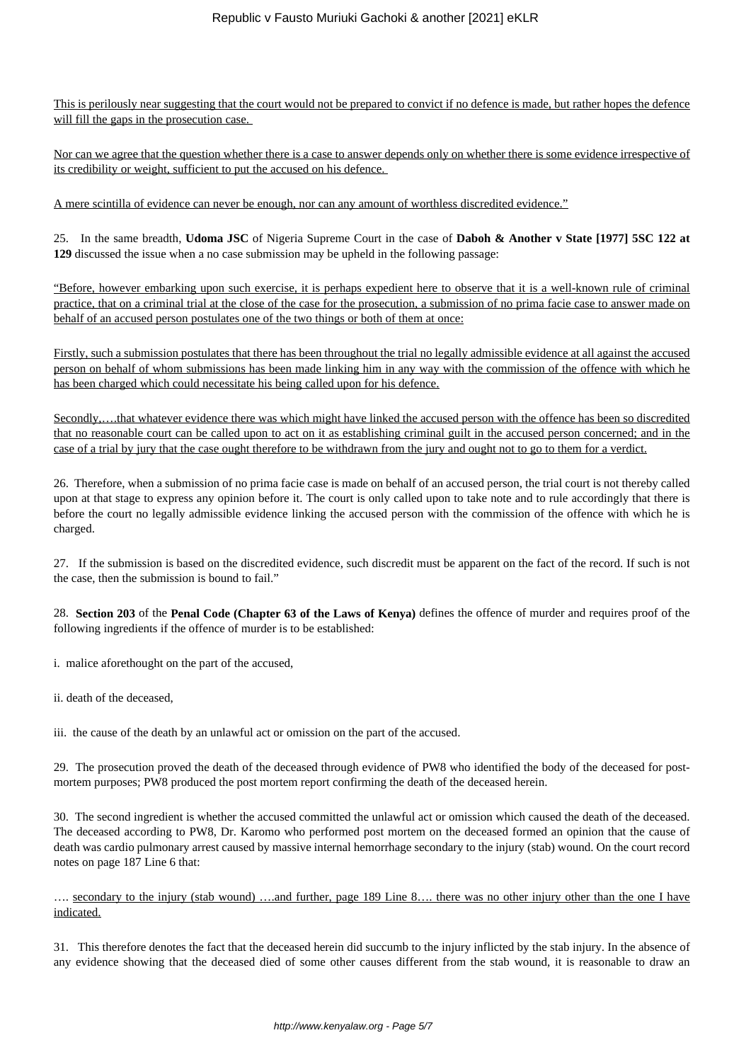This is perilously near suggesting that the court would not be prepared to convict if no defence is made, but rather hopes the defence will fill the gaps in the prosecution case.

Nor can we agree that the question whether there is a case to answer depends only on whether there is some evidence irrespective of its credibility or weight, sufficient to put the accused on his defence.

A mere scintilla of evidence can never be enough, nor can any amount of worthless discredited evidence."

25. In the same breadth, **Udoma JSC** of Nigeria Supreme Court in the case of **Daboh & Another v State [1977] 5SC 122 at 129** discussed the issue when a no case submission may be upheld in the following passage:

"Before, however embarking upon such exercise, it is perhaps expedient here to observe that it is a well-known rule of criminal practice, that on a criminal trial at the close of the case for the prosecution, a submission of no prima facie case to answer made on behalf of an accused person postulates one of the two things or both of them at once:

Firstly, such a submission postulates that there has been throughout the trial no legally admissible evidence at all against the accused person on behalf of whom submissions has been made linking him in any way with the commission of the offence with which he has been charged which could necessitate his being called upon for his defence.

Secondly,….that whatever evidence there was which might have linked the accused person with the offence has been so discredited that no reasonable court can be called upon to act on it as establishing criminal guilt in the accused person concerned; and in the case of a trial by jury that the case ought therefore to be withdrawn from the jury and ought not to go to them for a verdict.

26. Therefore, when a submission of no prima facie case is made on behalf of an accused person, the trial court is not thereby called upon at that stage to express any opinion before it. The court is only called upon to take note and to rule accordingly that there is before the court no legally admissible evidence linking the accused person with the commission of the offence with which he is charged.

27. If the submission is based on the discredited evidence, such discredit must be apparent on the fact of the record. If such is not the case, then the submission is bound to fail."

28. **Section 203** of the **Penal Code (Chapter 63 of the Laws of Kenya)** defines the offence of murder and requires proof of the following ingredients if the offence of murder is to be established:

i. malice aforethought on the part of the accused,

ii. death of the deceased,

iii. the cause of the death by an unlawful act or omission on the part of the accused.

29. The prosecution proved the death of the deceased through evidence of PW8 who identified the body of the deceased for post-mortem purposes; PW8 produced the post mortem report confirming the death of the deceased herein.

30. The second ingredient is whether the accused committed the unlawful act or omission which caused the death of the deceased. The deceased according to PW8, Dr. Karomo who performed post mortem on the deceased formed an opinion that the cause of death was cardio pulmonary arrest caused by massive internal hemorrhage secondary to the injury (stab) wound. On the court record notes on page 187 Line 6 that:

…. secondary to the injury (stab wound) ….and further, page 189 Line 8…. there was no other injury other than the one I have indicated.

31. This therefore denotes the fact that the deceased herein did succumb to the injury inflicted by the stab injury. In the absence of any evidence showing that the deceased died of some other causes different from the stab wound, it is reasonable to draw an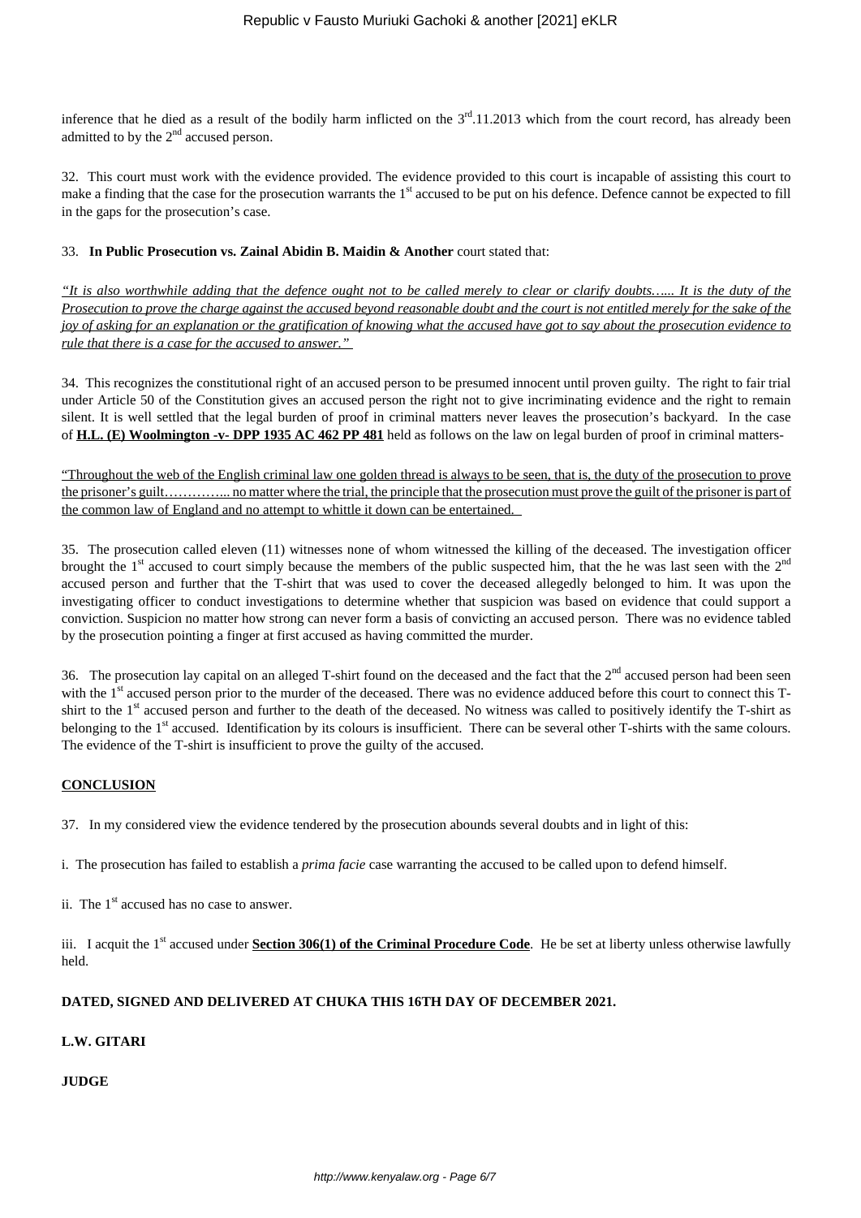inference that he died as a result of the bodily harm inflicted on the 3rd.11.2013 which from the court record, has already been admitted to by the 2nd accused person.

32. This court must work with the evidence provided. The evidence provided to this court is incapable of assisting this court to make a finding that the case for the prosecution warrants the 1st accused to be put on his defence. Defence cannot be expected to fill in the gaps for the prosecution's case.

33. **In Public Prosecution vs. Zainal Abidin B. Maidin & Another** court stated that:

*"It is also worthwhile adding that the defence ought not to be called merely to clear or clarify doubts…... It is the duty of the Prosecution to prove the charge against the accused beyond reasonable doubt and the court is not entitled merely for the sake of the joy of asking for an explanation or the gratification of knowing what the accused have got to say about the prosecution evidence to rule that there is a case for the accused to answer."*

34. This recognizes the constitutional right of an accused person to be presumed innocent until proven guilty. The right to fair trial under Article 50 of the Constitution gives an accused person the right not to give incriminating evidence and the right to remain silent. It is well settled that the legal burden of proof in criminal matters never leaves the prosecution's backyard. In the case of **H.L. (E) Woolmington -v- DPP 1935 AC 462 PP 481** held as follows on the law on legal burden of proof in criminal matters-

"Throughout the web of the English criminal law one golden thread is always to be seen, that is, the duty of the prosecution to prove the prisoner's guilt…………... no matter where the trial, the principle that the prosecution must prove the guilt of the prisoner is part of the common law of England and no attempt to whittle it down can be entertained.

35. The prosecution called eleven (11) witnesses none of whom witnessed the killing of the deceased. The investigation officer brought the 1st accused to court simply because the members of the public suspected him, that the he was last seen with the 2nd accused person and further that the T-shirt that was used to cover the deceased allegedly belonged to him. It was upon the investigating officer to conduct investigations to determine whether that suspicion was based on evidence that could support a conviction. Suspicion no matter how strong can never form a basis of convicting an accused person. There was no evidence tabled by the prosecution pointing a finger at first accused as having committed the murder.

36. The prosecution lay capital on an alleged T-shirt found on the deceased and the fact that the 2nd accused person had been seen with the 1st accused person prior to the murder of the deceased. There was no evidence adduced before this court to connect this T-shirt to the 1st accused person and further to the death of the deceased. No witness was called to positively identify the T-shirt as belonging to the 1st accused. Identification by its colours is insufficient. There can be several other T-shirts with the same colours. The evidence of the T-shirt is insufficient to prove the guilty of the accused.

**CONCLUSION**

37. In my considered view the evidence tendered by the prosecution abounds several doubts and in light of this:

i. The prosecution has failed to establish a *prima facie* case warranting the accused to be called upon to defend himself.

ii. The 1st accused has no case to answer.

iii. I acquit the 1st accused under **Section 306(1) of the Criminal Procedure Code**. He be set at liberty unless otherwise lawfully held.

**DATED, SIGNED AND DELIVERED AT CHUKA THIS 16TH DAY OF DECEMBER 2021.**

**L.W. GITARI**

**JUDGE**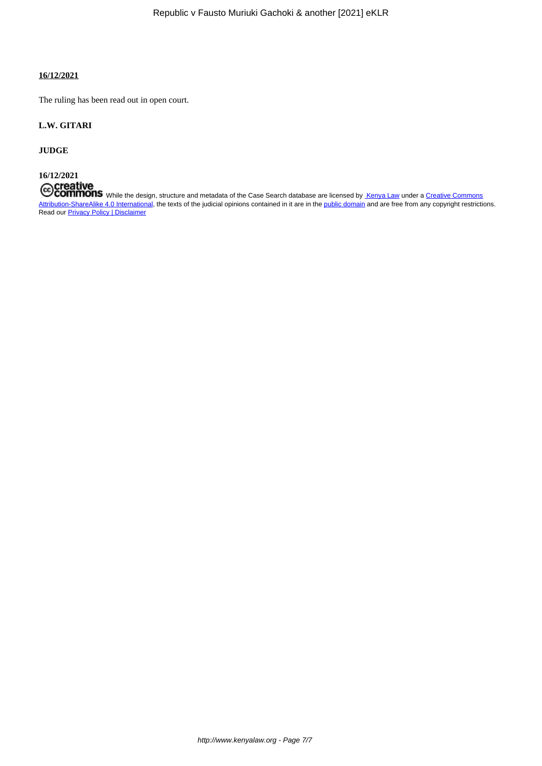**16/12/2021**

The ruling has been read out in open court.

**L.W. GITARI**

**JUDGE**

**16/12/2021**

While the design, structure and metadata of the Case Search database are licensed by Kenya Law under a Creative Commons Attribution-ShareAlike 4.0 International, the texts of the judicial opinions contained in it are in the public domain and are free from any copyright restrictions. Read our Privacy Policy | Disclaimer